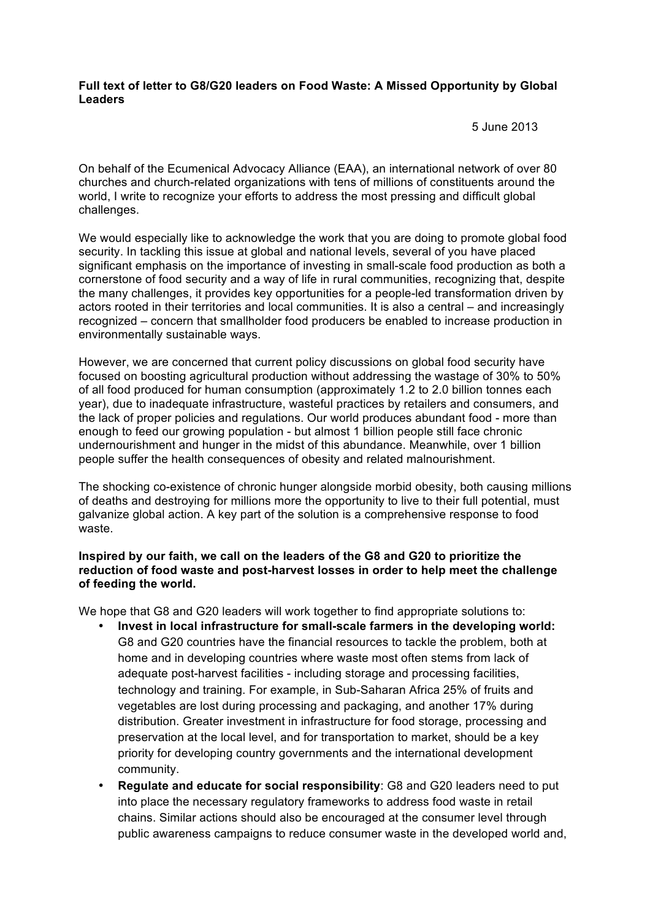**Full text of letter to G8/G20 leaders on Food Waste: A Missed Opportunity by Global Leaders**

5 June 2013

On behalf of the Ecumenical Advocacy Alliance (EAA), an international network of over 80 churches and church-related organizations with tens of millions of constituents around the world, I write to recognize your efforts to address the most pressing and difficult global challenges.

We would especially like to acknowledge the work that you are doing to promote global food security. In tackling this issue at global and national levels, several of you have placed significant emphasis on the importance of investing in small-scale food production as both a cornerstone of food security and a way of life in rural communities, recognizing that, despite the many challenges, it provides key opportunities for a people-led transformation driven by actors rooted in their territories and local communities. It is also a central – and increasingly recognized – concern that smallholder food producers be enabled to increase production in environmentally sustainable ways.

However, we are concerned that current policy discussions on global food security have focused on boosting agricultural production without addressing the wastage of 30% to 50% of all food produced for human consumption (approximately 1.2 to 2.0 billion tonnes each year), due to inadequate infrastructure, wasteful practices by retailers and consumers, and the lack of proper policies and regulations. Our world produces abundant food - more than enough to feed our growing population - but almost 1 billion people still face chronic undernourishment and hunger in the midst of this abundance. Meanwhile, over 1 billion people suffer the health consequences of obesity and related malnourishment.

The shocking co-existence of chronic hunger alongside morbid obesity, both causing millions of deaths and destroying for millions more the opportunity to live to their full potential, must galvanize global action. A key part of the solution is a comprehensive response to food waste.

**Inspired by our faith, we call on the leaders of the G8 and G20 to prioritize the reduction of food waste and post-harvest losses in order to help meet the challenge of feeding the world.**

We hope that G8 and G20 leaders will work together to find appropriate solutions to:

- **Invest in local infrastructure for small-scale farmers in the developing world:** G8 and G20 countries have the financial resources to tackle the problem, both at home and in developing countries where waste most often stems from lack of adequate post-harvest facilities - including storage and processing facilities, technology and training. For example, in Sub-Saharan Africa 25% of fruits and vegetables are lost during processing and packaging, and another 17% during distribution. Greater investment in infrastructure for food storage, processing and preservation at the local level, and for transportation to market, should be a key priority for developing country governments and the international development community.
- **Regulate and educate for social responsibility**: G8 and G20 leaders need to put into place the necessary regulatory frameworks to address food waste in retail chains. Similar actions should also be encouraged at the consumer level through public awareness campaigns to reduce consumer waste in the developed world and,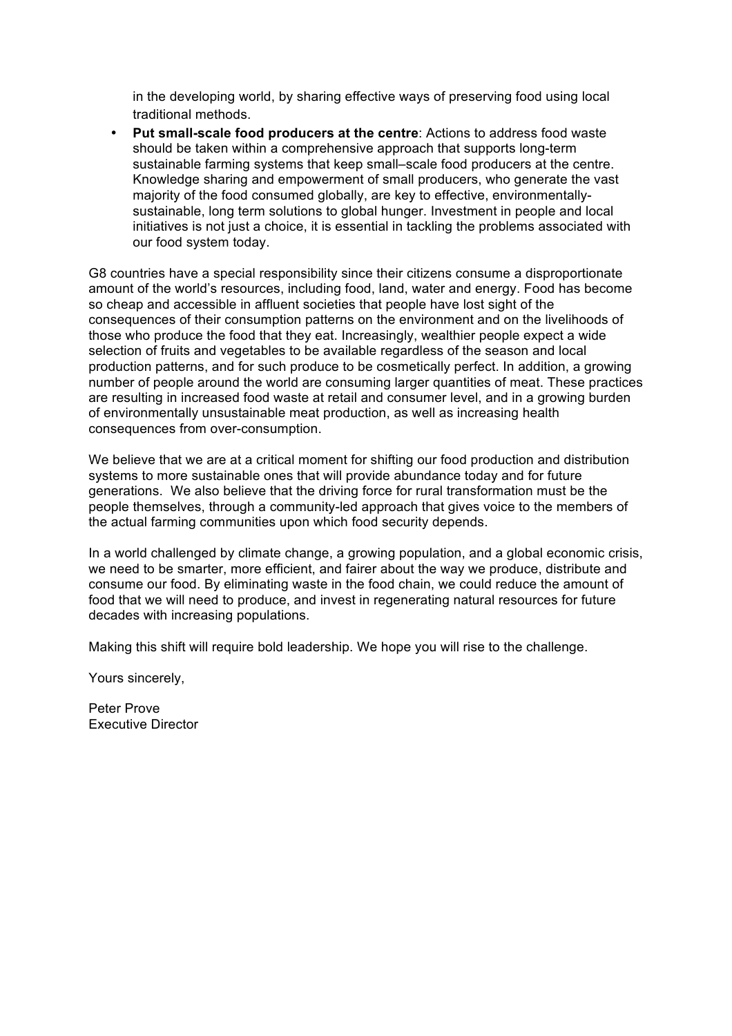in the developing world, by sharing effective ways of preserving food using local traditional methods.

- **Put small-scale food producers at the centre**: Actions to address food waste should be taken within a comprehensive approach that supports long-term sustainable farming systems that keep small–scale food producers at the centre. Knowledge sharing and empowerment of small producers, who generate the vast majority of the food consumed globally, are key to effective, environmentally-sustainable, long term solutions to global hunger. Investment in people and local initiatives is not just a choice, it is essential in tackling the problems associated with our food system today.

G8 countries have a special responsibility since their citizens consume a disproportionate amount of the world's resources, including food, land, water and energy. Food has become so cheap and accessible in affluent societies that people have lost sight of the consequences of their consumption patterns on the environment and on the livelihoods of those who produce the food that they eat. Increasingly, wealthier people expect a wide selection of fruits and vegetables to be available regardless of the season and local production patterns, and for such produce to be cosmetically perfect. In addition, a growing number of people around the world are consuming larger quantities of meat. These practices are resulting in increased food waste at retail and consumer level, and in a growing burden of environmentally unsustainable meat production, as well as increasing health consequences from over-consumption.

We believe that we are at a critical moment for shifting our food production and distribution systems to more sustainable ones that will provide abundance today and for future generations. We also believe that the driving force for rural transformation must be the people themselves, through a community-led approach that gives voice to the members of the actual farming communities upon which food security depends.

In a world challenged by climate change, a growing population, and a global economic crisis, we need to be smarter, more efficient, and fairer about the way we produce, distribute and consume our food. By eliminating waste in the food chain, we could reduce the amount of food that we will need to produce, and invest in regenerating natural resources for future decades with increasing populations.

Making this shift will require bold leadership. We hope you will rise to the challenge.

Yours sincerely,

Peter Prove
Executive Director